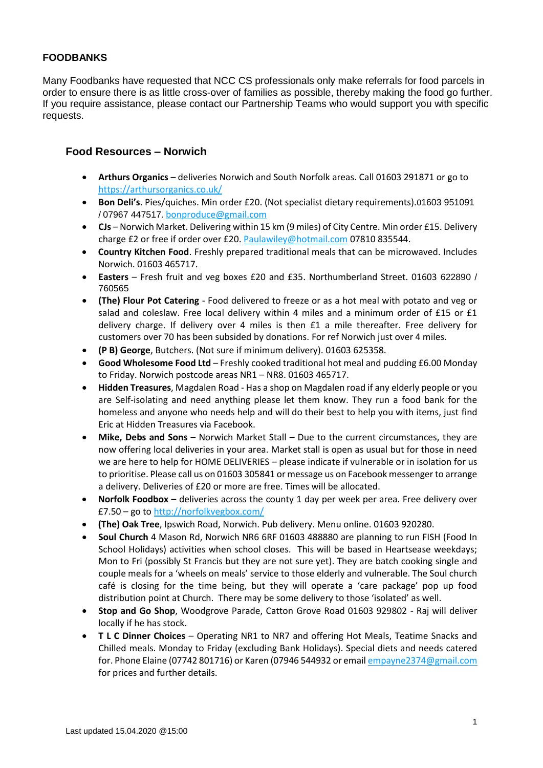# FOODBANKS

Many Foodbanks have requested that NCC CS professionals only make referrals for food parcels in order to ensure there is as little cross-over of families as possible, thereby making the food go further. If you require assistance, please contact our Partnership Teams who would support you with specific requests.

## Food Resources – Norwich

- **Arthurs Organics** – deliveries Norwich and South Norfolk areas. Call 01603 291871 or go to https://arthursorganics.co.uk/
- **Bon Deli's**. Pies/quiches. Min order £20. (Not specialist dietary requirements).01603 951091 / 07967 447517. bonproduce@gmail.com
- **CJs** – Norwich Market. Delivering within 15 km (9 miles) of City Centre. Min order £15. Delivery charge £2 or free if order over £20. Paulawiley@hotmail.com 07810 835544.
- **Country Kitchen Food**. Freshly prepared traditional meals that can be microwaved. Includes Norwich. 01603 465717.
- **Easters** – Fresh fruit and veg boxes £20 and £35. Northumberland Street. 01603 622890 / 760565
- **(The) Flour Pot Catering** - Food delivered to freeze or as a hot meal with potato and veg or salad and coleslaw. Free local delivery within 4 miles and a minimum order of £15 or £1 delivery charge. If delivery over 4 miles is then £1 a mile thereafter. Free delivery for customers over 70 has been subsided by donations. For ref Norwich just over 4 miles.
- **(P B) George**, Butchers. (Not sure if minimum delivery). 01603 625358.
- **Good Wholesome Food Ltd** – Freshly cooked traditional hot meal and pudding £6.00 Monday to Friday. Norwich postcode areas NR1 – NR8. 01603 465717.
- **Hidden Treasures**, Magdalen Road - Has a shop on Magdalen road if any elderly people or you are Self-isolating and need anything please let them know. They run a food bank for the homeless and anyone who needs help and will do their best to help you with items, just find Eric at Hidden Treasures via Facebook.
- **Mike, Debs and Sons** – Norwich Market Stall – Due to the current circumstances, they are now offering local deliveries in your area. Market stall is open as usual but for those in need we are here to help for HOME DELIVERIES – please indicate if vulnerable or in isolation for us to prioritise. Please call us on 01603 305841 or message us on Facebook messenger to arrange a delivery. Deliveries of £20 or more are free. Times will be allocated.
- **Norfolk Foodbox –** deliveries across the county 1 day per week per area. Free delivery over £7.50 – go to http://norfolkvegbox.com/
- **(The) Oak Tree**, Ipswich Road, Norwich. Pub delivery. Menu online. 01603 920280.
- **Soul Church** 4 Mason Rd, Norwich NR6 6RF 01603 488880 are planning to run FISH (Food In School Holidays) activities when school closes. This will be based in Heartsease weekdays; Mon to Fri (possibly St Francis but they are not sure yet). They are batch cooking single and couple meals for a 'wheels on meals' service to those elderly and vulnerable. The Soul church café is closing for the time being, but they will operate a 'care package' pop up food distribution point at Church. There may be some delivery to those 'isolated' as well.
- **Stop and Go Shop**, Woodgrove Parade, Catton Grove Road 01603 929802 - Raj will deliver locally if he has stock.
- **T L C Dinner Choices** – Operating NR1 to NR7 and offering Hot Meals, Teatime Snacks and Chilled meals. Monday to Friday (excluding Bank Holidays). Special diets and needs catered for. Phone Elaine (07742 801716) or Karen (07946 544932 or email empayne2374@gmail.com for prices and further details.

Last updated 15.04.2020 @15:00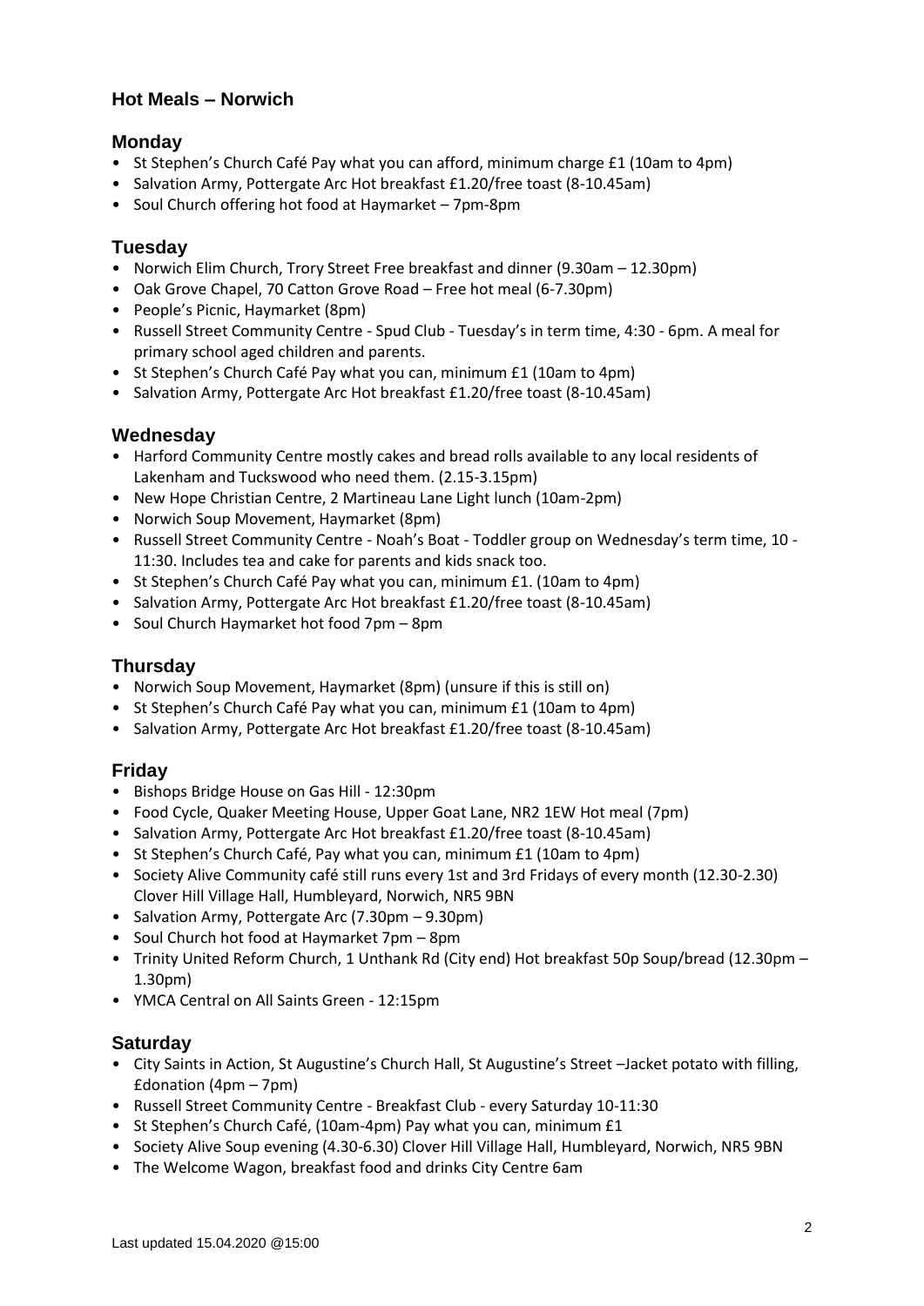## Hot Meals – Norwich

### Monday

- St Stephen's Church Café Pay what you can afford, minimum charge £1 (10am to 4pm)
- Salvation Army, Pottergate Arc Hot breakfast £1.20/free toast (8-10.45am)
- Soul Church offering hot food at Haymarket – 7pm-8pm

### Tuesday

- Norwich Elim Church, Trory Street Free breakfast and dinner (9.30am – 12.30pm)
- Oak Grove Chapel, 70 Catton Grove Road – Free hot meal (6-7.30pm)
- People's Picnic, Haymarket (8pm)
- Russell Street Community Centre - Spud Club - Tuesday's in term time, 4:30 - 6pm. A meal for primary school aged children and parents.
- St Stephen's Church Café Pay what you can, minimum £1 (10am to 4pm)
- Salvation Army, Pottergate Arc Hot breakfast £1.20/free toast (8-10.45am)

### Wednesday

- Harford Community Centre mostly cakes and bread rolls available to any local residents of Lakenham and Tuckswood who need them. (2.15-3.15pm)
- New Hope Christian Centre, 2 Martineau Lane Light lunch (10am-2pm)
- Norwich Soup Movement, Haymarket (8pm)
- Russell Street Community Centre - Noah's Boat - Toddler group on Wednesday's term time, 10 - 11:30. Includes tea and cake for parents and kids snack too.
- St Stephen's Church Café Pay what you can, minimum £1. (10am to 4pm)
- Salvation Army, Pottergate Arc Hot breakfast £1.20/free toast (8-10.45am)
- Soul Church Haymarket hot food 7pm – 8pm

### Thursday

- Norwich Soup Movement, Haymarket (8pm) (unsure if this is still on)
- St Stephen's Church Café Pay what you can, minimum £1 (10am to 4pm)
- Salvation Army, Pottergate Arc Hot breakfast £1.20/free toast (8-10.45am)

### Friday

- Bishops Bridge House on Gas Hill - 12:30pm
- Food Cycle, Quaker Meeting House, Upper Goat Lane, NR2 1EW Hot meal (7pm)
- Salvation Army, Pottergate Arc Hot breakfast £1.20/free toast (8-10.45am)
- St Stephen's Church Café, Pay what you can, minimum £1 (10am to 4pm)
- Society Alive Community café still runs every 1st and 3rd Fridays of every month (12.30-2.30) Clover Hill Village Hall, Humbleyard, Norwich, NR5 9BN
- Salvation Army, Pottergate Arc (7.30pm – 9.30pm)
- Soul Church hot food at Haymarket 7pm – 8pm
- Trinity United Reform Church, 1 Unthank Rd (City end) Hot breakfast 50p Soup/bread (12.30pm – 1.30pm)
- YMCA Central on All Saints Green - 12:15pm

### Saturday

- City Saints in Action, St Augustine's Church Hall, St Augustine's Street –Jacket potato with filling, £donation (4pm – 7pm)
- Russell Street Community Centre - Breakfast Club - every Saturday 10-11:30
- St Stephen's Church Café, (10am-4pm) Pay what you can, minimum £1
- Society Alive Soup evening (4.30-6.30) Clover Hill Village Hall, Humbleyard, Norwich, NR5 9BN
- The Welcome Wagon, breakfast food and drinks City Centre 6am

Last updated 15.04.2020 @15:00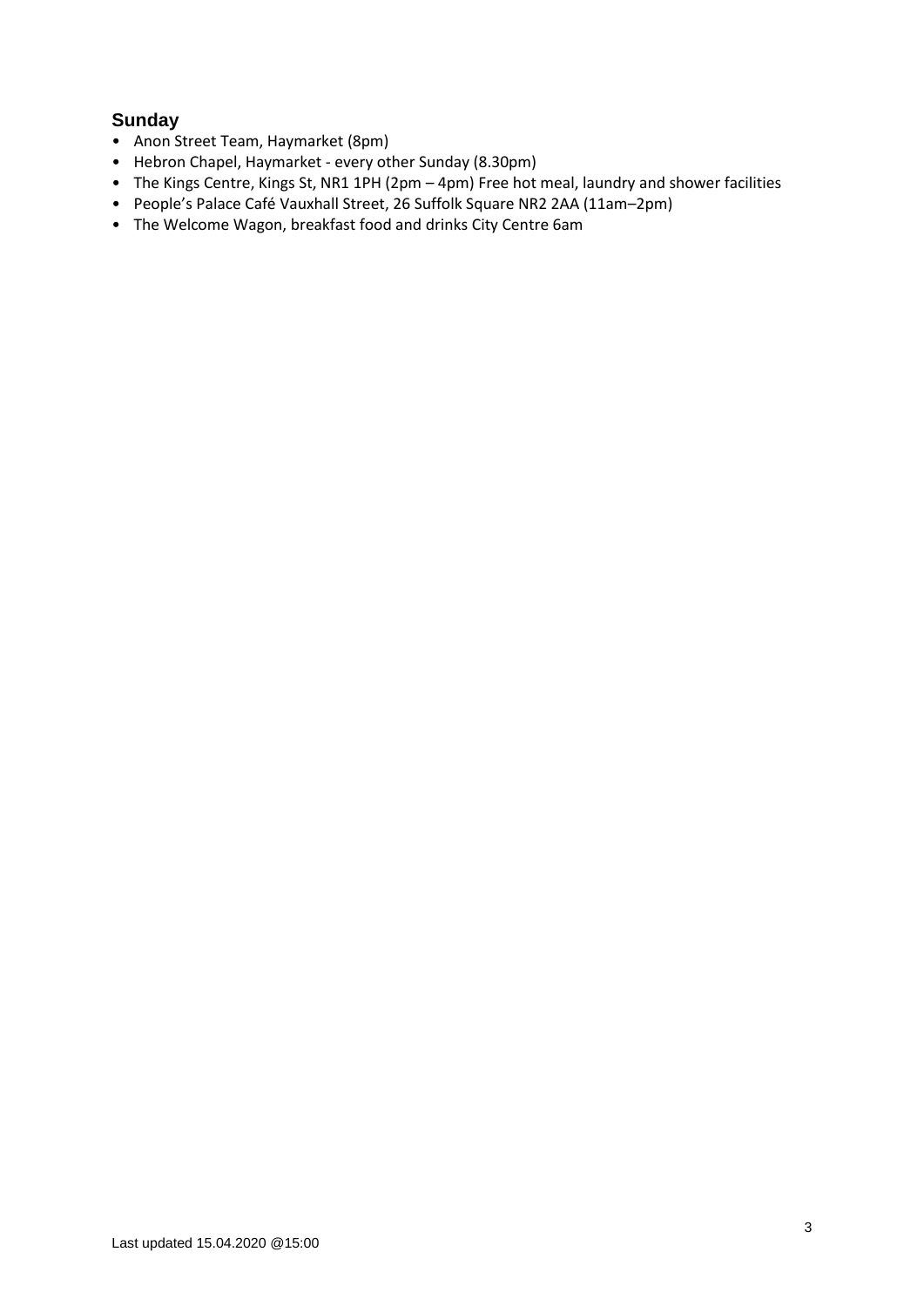## Sunday

- Anon Street Team, Haymarket (8pm)
- Hebron Chapel, Haymarket - every other Sunday (8.30pm)
- The Kings Centre, Kings St, NR1 1PH (2pm – 4pm) Free hot meal, laundry and shower facilities
- People's Palace Café Vauxhall Street, 26 Suffolk Square NR2 2AA (11am–2pm)
- The Welcome Wagon, breakfast food and drinks City Centre 6am

Last updated 15.04.2020 @15:00